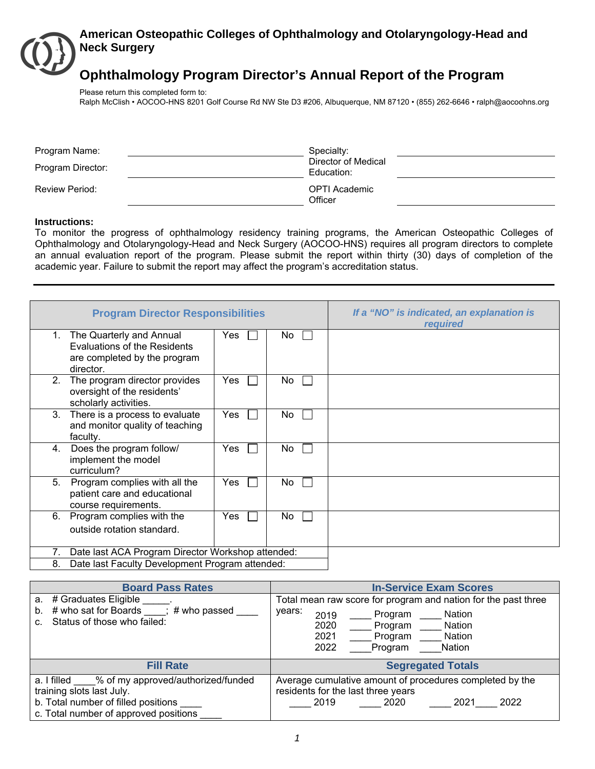# American Osteopathic Colleges of Ophthalmology and Otolaryngology-Head and Neck Surgery

## Ophthalmology Program Director's Annual Report of the Program

Please return this completed form to:
Ralph McClish • AOCOO-HNS 8201 Golf Course Rd NW Ste D3 #206, Albuquerque, NM 87120 • (855) 262-6646 • ralph@aocoohns.org

| | | | |
|---|---|---|---|
| Program Name: | ______________ | Specialty: | ______________ |
| Program Director: | ______________ | Director of Medical Education: | ______________ |
| Review Period: | ______________ | OPTI Academic Officer | ______________ |

**Instructions:**
To monitor the progress of ophthalmology residency training programs, the American Osteopathic Colleges of Ophthalmology and Otolaryngology-Head and Neck Surgery (AOCOO-HNS) requires all program directors to complete an annual evaluation report of the program. Please submit the report within thirty (30) days of completion of the academic year. Failure to submit the report may affect the program's accreditation status.

---

| Program Director Responsibilities | | | *If a "NO" is indicated, an explanation is required* |
|---|---|---|---|
| 1. The Quarterly and Annual Evaluations of the Residents are completed by the program director. | Yes ☐ | No ☐ | |
| 2. The program director provides oversight of the residents' scholarly activities. | Yes ☐ | No ☐ | |
| 3. There is a process to evaluate and monitor quality of teaching faculty. | Yes ☐ | No ☐ | |
| 4. Does the program follow/ implement the model curriculum? | Yes ☐ | No ☐ | |
| 5. Program complies with all the patient care and educational course requirements. | Yes ☐ | No ☐ | |
| 6. Program complies with the outside rotation standard. | Yes ☐ | No ☐ | |
| 7. Date last ACA Program Director Workshop attended: | | | |
| 8. Date last Faculty Development Program attended: | | | |

| Board Pass Rates | In-Service Exam Scores |
|---|---|
| a. # Graduates Eligible _____.<br>b. # who sat for Boards ____; # who passed ____<br>c. Status of those who failed: | Total mean raw score for program and nation for the past three years:<br>2019 ____ Program ____ Nation<br>2020 ____ Program ____ Nation<br>2021 ____ Program ____ Nation<br>2022 ____Program ____Nation |
| **Fill Rate** | **Segregated Totals** |
| a. I filled ____% of my approved/authorized/funded training slots last July.<br>b. Total number of filled positions ____<br>c. Total number of approved positions ____ | Average cumulative amount of procedures completed by the residents for the last three years<br>____ 2019 ____ 2020 ____ 2021____ 2022 |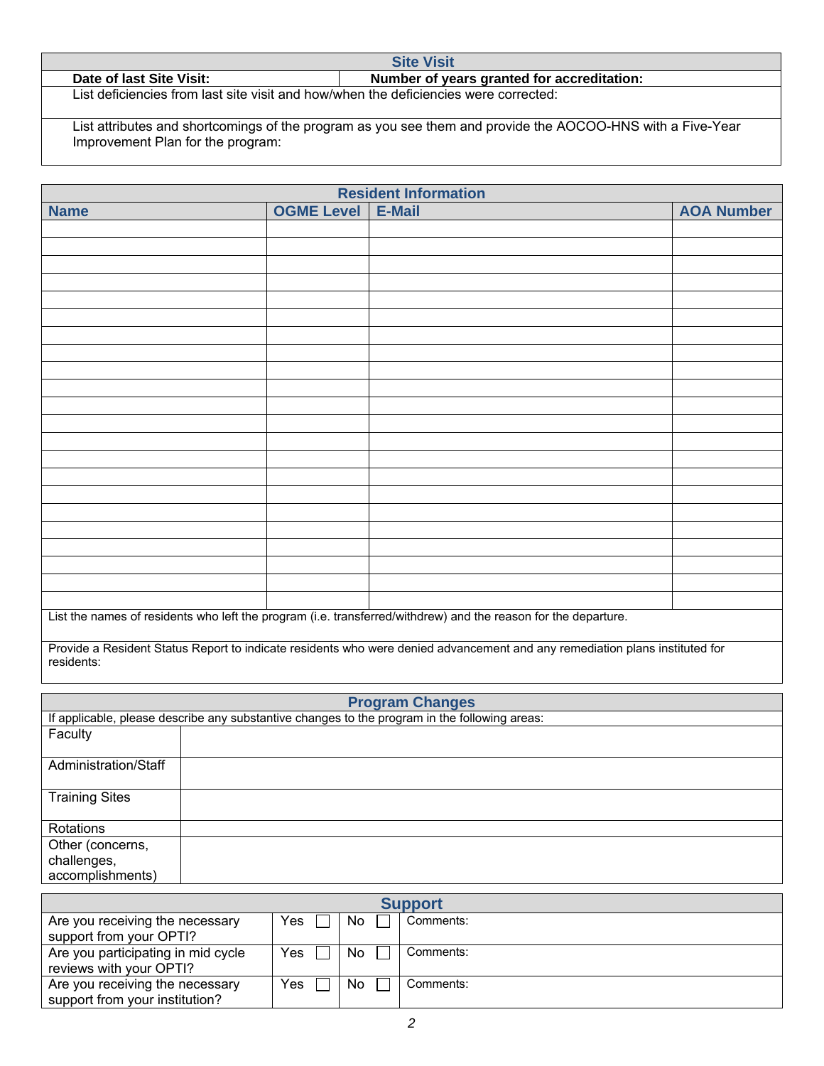## Site Visit

| **Date of last Site Visit:** | **Number of years granted for accreditation:** |
|---|---|
| List deficiencies from last site visit and how/when the deficiencies were corrected: | |
| List attributes and shortcomings of the program as you see them and provide the AOCOO-HNS with a Five-Year Improvement Plan for the program: | |

## Resident Information

| Name | OGME Level | E-Mail | AOA Number |
|---|---|---|---|
| | | | |
| | | | |
| | | | |
| | | | |
| | | | |
| | | | |
| | | | |
| | | | |
| | | | |
| | | | |
| | | | |
| | | | |
| | | | |
| | | | |
| | | | |
| | | | |
| | | | |
| | | | |
| | | | |
| | | | |
| | | | |
| | | | |

List the names of residents who left the program (i.e. transferred/withdrew) and the reason for the departure.

Provide a Resident Status Report to indicate residents who were denied advancement and any remediation plans instituted for residents:

## Program Changes

If applicable, please describe any substantive changes to the program in the following areas:

| | |
|---|---|
| Faculty | |
| Administration/Staff | |
| Training Sites | |
| Rotations | |
| Other (concerns, challenges, accomplishments) | |

## Support

| | | | |
|---|---|---|---|
| Are you receiving the necessary support from your OPTI? | Yes ☐ | No ☐ | Comments: |
| Are you participating in mid cycle reviews with your OPTI? | Yes ☐ | No ☐ | Comments: |
| Are you receiving the necessary support from your institution? | Yes ☐ | No ☐ | Comments: |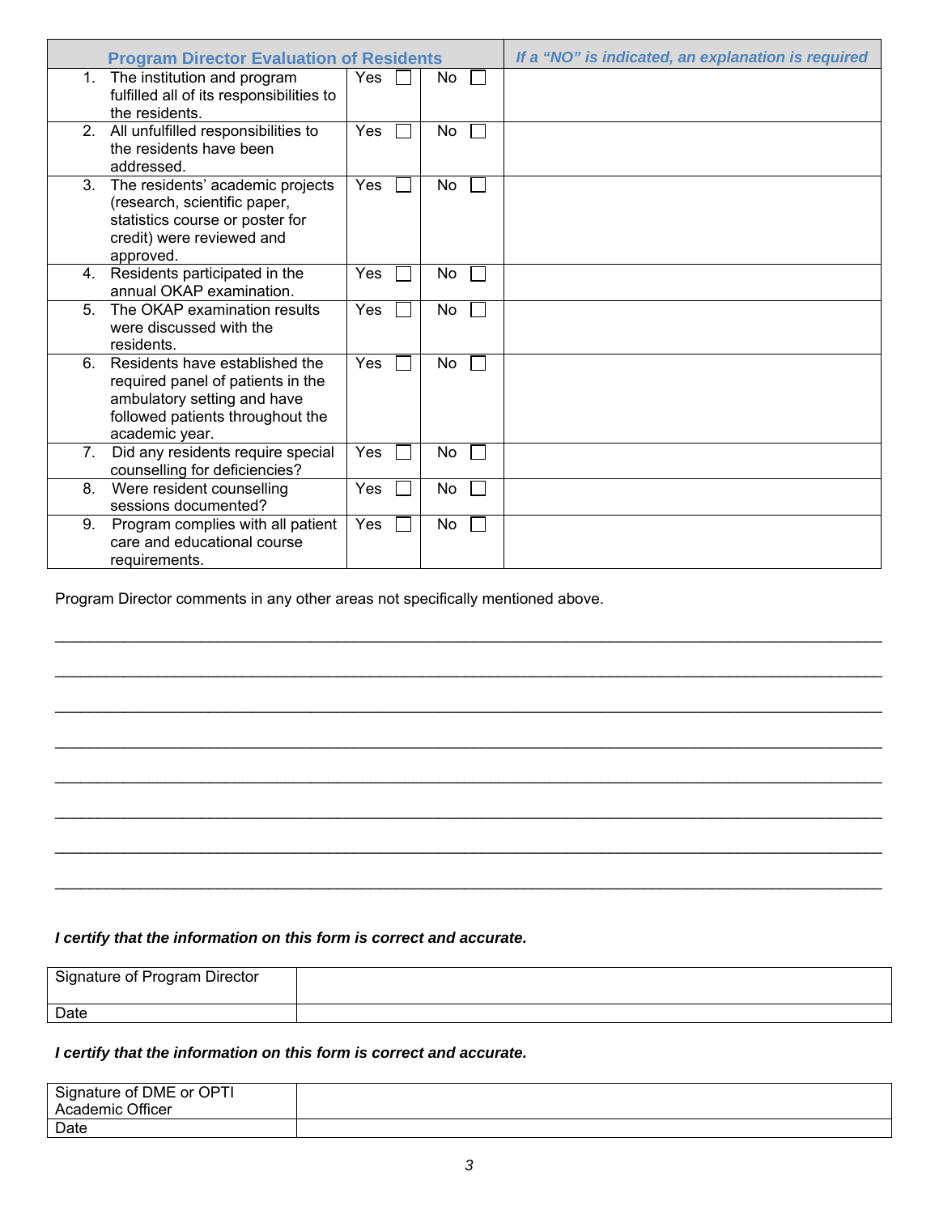| Program Director Evaluation of Residents | | | *If a "NO" is indicated, an explanation is required* |
|---|---|---|---|
| 1. The institution and program fulfilled all of its responsibilities to the residents. | Yes ☐ | No ☐ | |
| 2. All unfulfilled responsibilities to the residents have been addressed. | Yes ☐ | No ☐ | |
| 3. The residents' academic projects (research, scientific paper, statistics course or poster for credit) were reviewed and approved. | Yes ☐ | No ☐ | |
| 4. Residents participated in the annual OKAP examination. | Yes ☐ | No ☐ | |
| 5. The OKAP examination results were discussed with the residents. | Yes ☐ | No ☐ | |
| 6. Residents have established the required panel of patients in the ambulatory setting and have followed patients throughout the academic year. | Yes ☐ | No ☐ | |
| 7. Did any residents require special counselling for deficiencies? | Yes ☐ | No ☐ | |
| 8. Were resident counselling sessions documented? | Yes ☐ | No ☐ | |
| 9. Program complies with all patient care and educational course requirements. | Yes ☐ | No ☐ | |

Program Director comments in any other areas not specifically mentioned above.

_______________________________________________________________________________

_______________________________________________________________________________

_______________________________________________________________________________

_______________________________________________________________________________

_______________________________________________________________________________

_______________________________________________________________________________

_______________________________________________________________________________

_______________________________________________________________________________

***I certify that the information on this form is correct and accurate.***

| Signature of Program Director | |
|---|---|
| Date | |

***I certify that the information on this form is correct and accurate.***

| Signature of DME or OPTI Academic Officer | |
|---|---|
| Date | |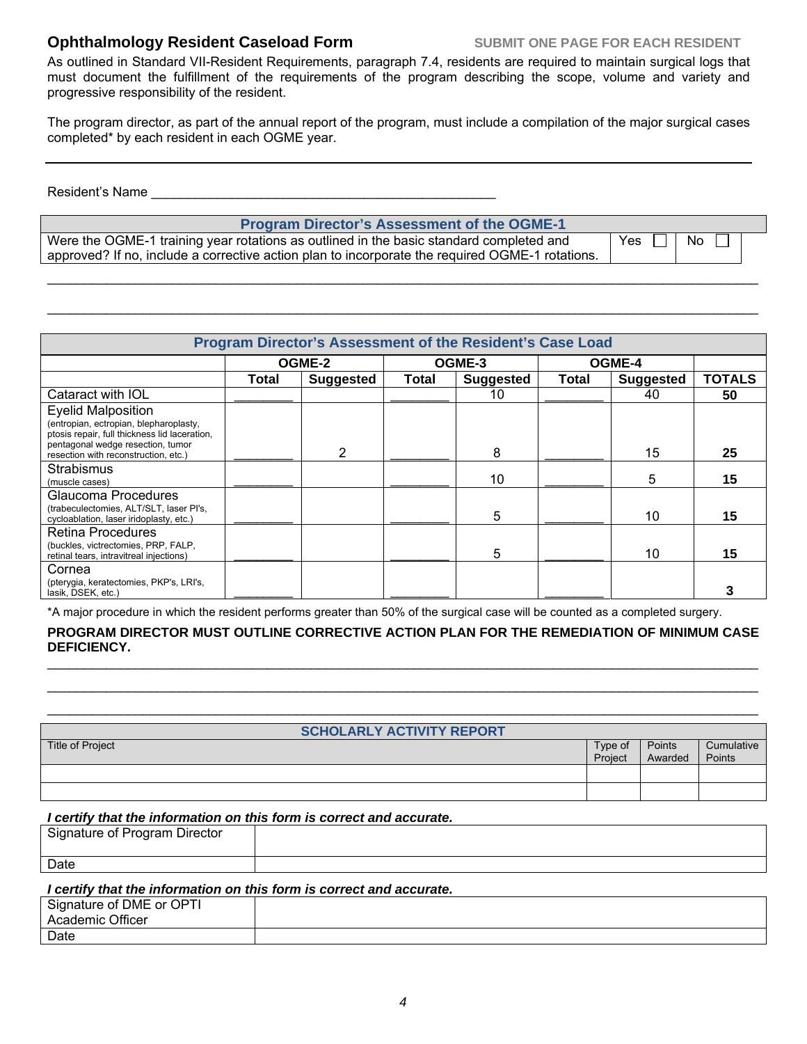## Ophthalmology Resident Caseload Form

**SUBMIT ONE PAGE FOR EACH RESIDENT**

As outlined in Standard VII-Resident Requirements, paragraph 7.4, residents are required to maintain surgical logs that must document the fulfillment of the requirements of the program describing the scope, volume and variety and progressive responsibility of the resident.

The program director, as part of the annual report of the program, must include a compilation of the major surgical cases completed* by each resident in each OGME year.

---

Resident's Name ____________________________________________

| Program Director's Assessment of the OGME-1 | | |
|---|---|---|
| Were the OGME-1 training year rotations as outlined in the basic standard completed and approved? If no, include a corrective action plan to incorporate the required OGME-1 rotations. | Yes ☐ | No ☐ |

______________________________________________________________________________

______________________________________________________________________________

| Program Director's Assessment of the Resident's Case Load | | | | | | | |
|---|---|---|---|---|---|---|---|
| | OGME-2 | | OGME-3 | | OGME-4 | | |
| | Total | Suggested | Total | Suggested | Total | Suggested | TOTALS |
| Cataract with IOL | ________ | | ________ | 10 | ________ | 40 | **50** |
| Eyelid Malposition (entropian, ectropian, blepharoplasty, ptosis repair, full thickness lid laceration, pentagonal wedge resection, tumor resection with reconstruction, etc.) | ________ | 2 | ________ | 8 | ________ | 15 | **25** |
| Strabismus (muscle cases) | ________ | | ________ | 10 | ________ | 5 | **15** |
| Glaucoma Procedures (trabeculectomies, ALT/SLT, laser PI's, cycloablation, laser iridoplasty, etc.) | ________ | | ________ | 5 | ________ | 10 | **15** |
| Retina Procedures (buckles, victrectomies, PRP, FALP, retinal tears, intravitreal injections) | ________ | | ________ | 5 | ________ | 10 | **15** |
| Cornea (pterygia, keratectomies, PKP's, LRI's, lasik, DSEK, etc.) | ________ | | ________ | | ________ | | **3** |

*A major procedure in which the resident performs greater than 50% of the surgical case will be counted as a completed surgery.

**PROGRAM DIRECTOR MUST OUTLINE CORRECTIVE ACTION PLAN FOR THE REMEDIATION OF MINIMUM CASE DEFICIENCY.**

______________________________________________________________________________

______________________________________________________________________________

______________________________________________________________________________

| SCHOLARLY ACTIVITY REPORT | | | |
|---|---|---|---|
| Title of Project | Type of Project | Points Awarded | Cumulative Points |
| | | | |
| | | | |

***I certify that the information on this form is correct and accurate.***

| | |
|---|---|
| Signature of Program Director | |
| Date | |

***I certify that the information on this form is correct and accurate.***

| | |
|---|---|
| Signature of DME or OPTI Academic Officer | |
| Date | |